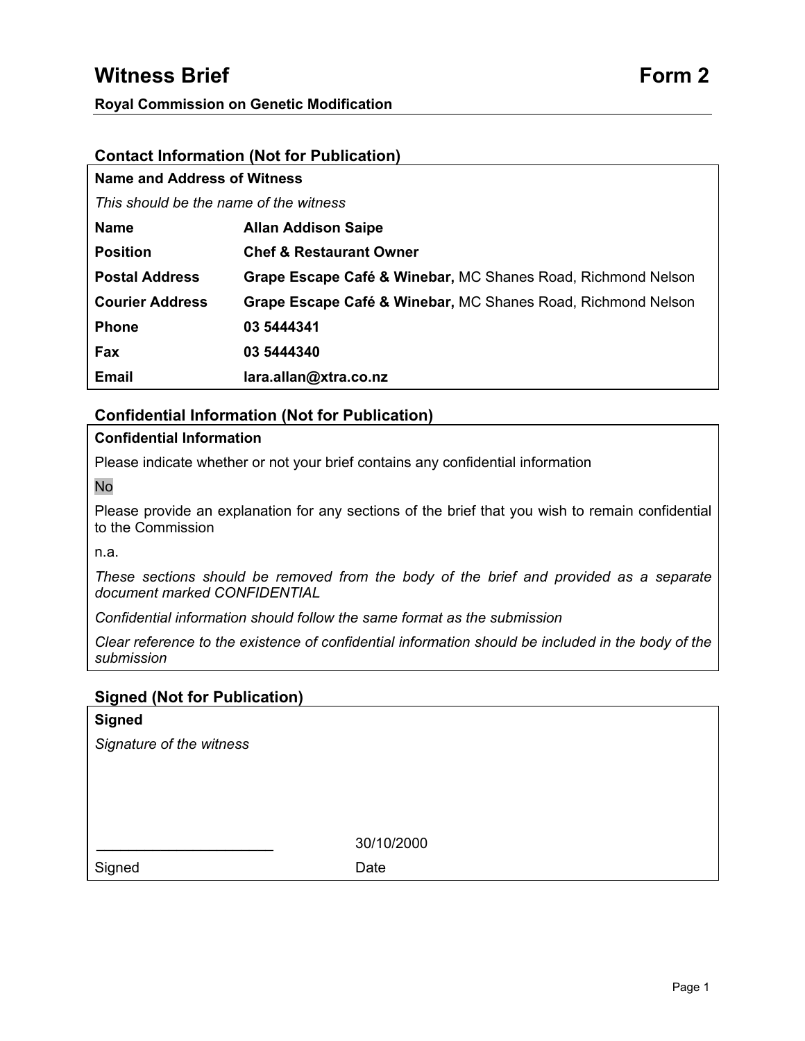# Witness Brief Form 2

**Royal Commission on Genetic Modification**

## Contact Information (Not for Publication)

**Name and Address of Witness**

*This should be the name of the witness*

| | |
|---|---|
| **Name** | **Allan Addison Saipe** |
| **Position** | **Chef & Restaurant Owner** |
| **Postal Address** | **Grape Escape Café & Winebar,** MC Shanes Road, Richmond Nelson |
| **Courier Address** | **Grape Escape Café & Winebar,** MC Shanes Road, Richmond Nelson |
| **Phone** | **03 5444341** |
| **Fax** | **03 5444340** |
| **Email** | **lara.allan@xtra.co.nz** |

## Confidential Information (Not for Publication)

**Confidential Information**

Please indicate whether or not your brief contains any confidential information

No

Please provide an explanation for any sections of the brief that you wish to remain confidential to the Commission

n.a.

*These sections should be removed from the body of the brief and provided as a separate document marked CONFIDENTIAL*

*Confidential information should follow the same format as the submission*

*Clear reference to the existence of confidential information should be included in the body of the submission*

## Signed (Not for Publication)

**Signed**

*Signature of the witness*

______________________ 30/10/2000

Signed Date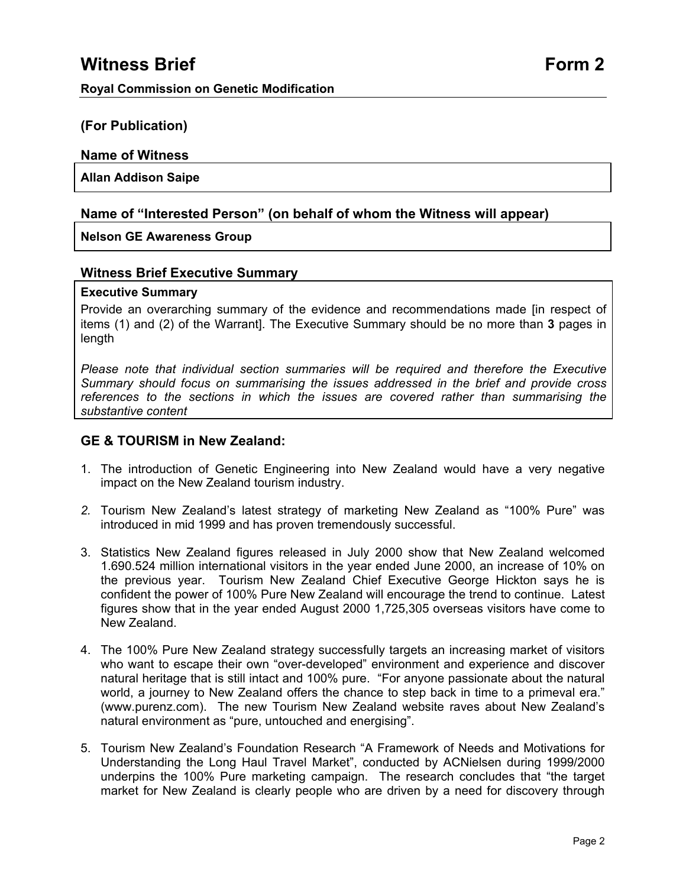# Witness Brief Form 2

**Royal Commission on Genetic Modification**

## (For Publication)

### Name of Witness

**Allan Addison Saipe**

### Name of "Interested Person" (on behalf of whom the Witness will appear)

**Nelson GE Awareness Group**

### Witness Brief Executive Summary

**Executive Summary**

Provide an overarching summary of the evidence and recommendations made [in respect of items (1) and (2) of the Warrant]. The Executive Summary should be no more than **3** pages in length

*Please note that individual section summaries will be required and therefore the Executive Summary should focus on summarising the issues addressed in the brief and provide cross references to the sections in which the issues are covered rather than summarising the substantive content*

### GE & TOURISM in New Zealand:

1. The introduction of Genetic Engineering into New Zealand would have a very negative impact on the New Zealand tourism industry.

2. Tourism New Zealand's latest strategy of marketing New Zealand as "100% Pure" was introduced in mid 1999 and has proven tremendously successful.

3. Statistics New Zealand figures released in July 2000 show that New Zealand welcomed 1.690.524 million international visitors in the year ended June 2000, an increase of 10% on the previous year. Tourism New Zealand Chief Executive George Hickton says he is confident the power of 100% Pure New Zealand will encourage the trend to continue. Latest figures show that in the year ended August 2000 1,725,305 overseas visitors have come to New Zealand.

4. The 100% Pure New Zealand strategy successfully targets an increasing market of visitors who want to escape their own "over-developed" environment and experience and discover natural heritage that is still intact and 100% pure. "For anyone passionate about the natural world, a journey to New Zealand offers the chance to step back in time to a primeval era." (www.purenz.com). The new Tourism New Zealand website raves about New Zealand's natural environment as "pure, untouched and energising".

5. Tourism New Zealand's Foundation Research "A Framework of Needs and Motivations for Understanding the Long Haul Travel Market", conducted by ACNielsen during 1999/2000 underpins the 100% Pure marketing campaign. The research concludes that "the target market for New Zealand is clearly people who are driven by a need for discovery through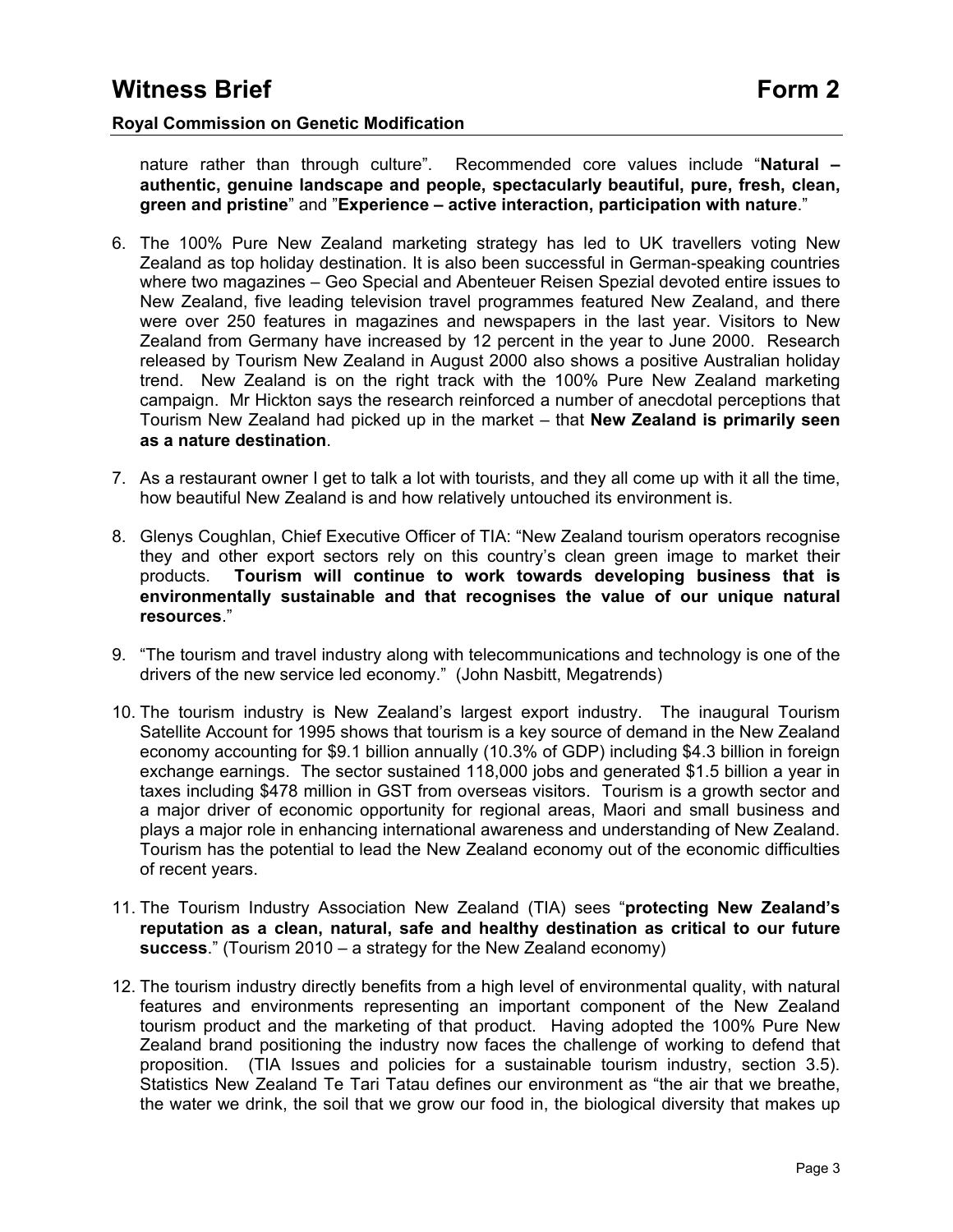nature rather than through culture". Recommended core values include "**Natural – authentic, genuine landscape and people, spectacularly beautiful, pure, fresh, clean, green and pristine**" and "**Experience – active interaction, participation with nature**."

6. The 100% Pure New Zealand marketing strategy has led to UK travellers voting New Zealand as top holiday destination. It is also been successful in German-speaking countries where two magazines – Geo Special and Abenteuer Reisen Spezial devoted entire issues to New Zealand, five leading television travel programmes featured New Zealand, and there were over 250 features in magazines and newspapers in the last year. Visitors to New Zealand from Germany have increased by 12 percent in the year to June 2000. Research released by Tourism New Zealand in August 2000 also shows a positive Australian holiday trend. New Zealand is on the right track with the 100% Pure New Zealand marketing campaign. Mr Hickton says the research reinforced a number of anecdotal perceptions that Tourism New Zealand had picked up in the market – that **New Zealand is primarily seen as a nature destination**.

7. As a restaurant owner I get to talk a lot with tourists, and they all come up with it all the time, how beautiful New Zealand is and how relatively untouched its environment is.

8. Glenys Coughlan, Chief Executive Officer of TIA: "New Zealand tourism operators recognise they and other export sectors rely on this country's clean green image to market their products. **Tourism will continue to work towards developing business that is environmentally sustainable and that recognises the value of our unique natural resources**."

9. "The tourism and travel industry along with telecommunications and technology is one of the drivers of the new service led economy." (John Nasbitt, Megatrends)

10. The tourism industry is New Zealand's largest export industry. The inaugural Tourism Satellite Account for 1995 shows that tourism is a key source of demand in the New Zealand economy accounting for $9.1 billion annually (10.3% of GDP) including $4.3 billion in foreign exchange earnings. The sector sustained 118,000 jobs and generated $1.5 billion a year in taxes including $478 million in GST from overseas visitors. Tourism is a growth sector and a major driver of economic opportunity for regional areas, Maori and small business and plays a major role in enhancing international awareness and understanding of New Zealand. Tourism has the potential to lead the New Zealand economy out of the economic difficulties of recent years.

11. The Tourism Industry Association New Zealand (TIA) sees "**protecting New Zealand's reputation as a clean, natural, safe and healthy destination as critical to our future success**." (Tourism 2010 – a strategy for the New Zealand economy)

12. The tourism industry directly benefits from a high level of environmental quality, with natural features and environments representing an important component of the New Zealand tourism product and the marketing of that product. Having adopted the 100% Pure New Zealand brand positioning the industry now faces the challenge of working to defend that proposition. (TIA Issues and policies for a sustainable tourism industry, section 3.5). Statistics New Zealand Te Tari Tatau defines our environment as "the air that we breathe, the water we drink, the soil that we grow our food in, the biological diversity that makes up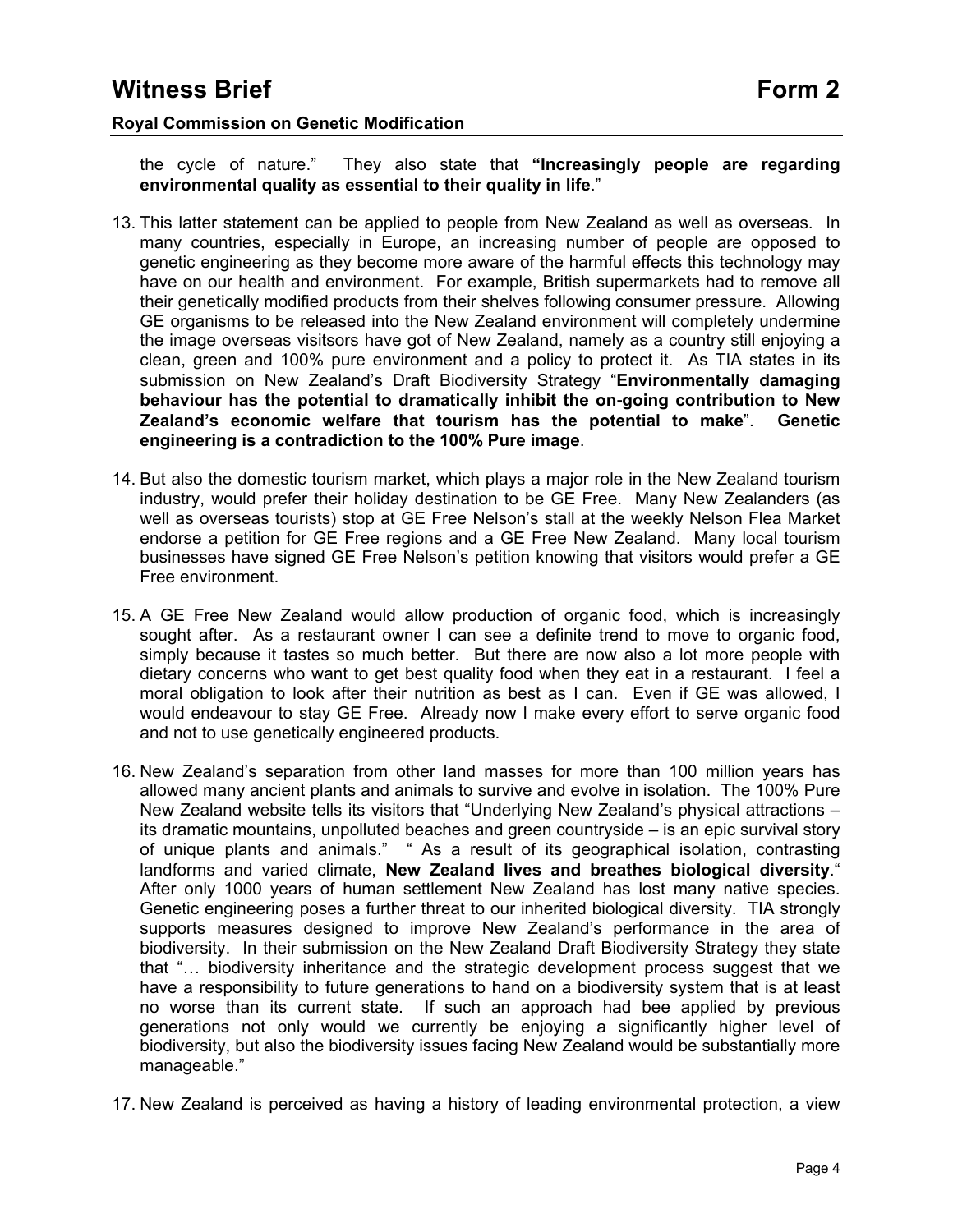the cycle of nature." They also state that **"Increasingly people are regarding environmental quality as essential to their quality in life**."

13. This latter statement can be applied to people from New Zealand as well as overseas. In many countries, especially in Europe, an increasing number of people are opposed to genetic engineering as they become more aware of the harmful effects this technology may have on our health and environment. For example, British supermarkets had to remove all their genetically modified products from their shelves following consumer pressure. Allowing GE organisms to be released into the New Zealand environment will completely undermine the image overseas visitsors have got of New Zealand, namely as a country still enjoying a clean, green and 100% pure environment and a policy to protect it. As TIA states in its submission on New Zealand's Draft Biodiversity Strategy "**Environmentally damaging behaviour has the potential to dramatically inhibit the on-going contribution to New Zealand's economic welfare that tourism has the potential to make**". **Genetic engineering is a contradiction to the 100% Pure image**.

14. But also the domestic tourism market, which plays a major role in the New Zealand tourism industry, would prefer their holiday destination to be GE Free. Many New Zealanders (as well as overseas tourists) stop at GE Free Nelson's stall at the weekly Nelson Flea Market endorse a petition for GE Free regions and a GE Free New Zealand. Many local tourism businesses have signed GE Free Nelson's petition knowing that visitors would prefer a GE Free environment.

15. A GE Free New Zealand would allow production of organic food, which is increasingly sought after. As a restaurant owner I can see a definite trend to move to organic food, simply because it tastes so much better. But there are now also a lot more people with dietary concerns who want to get best quality food when they eat in a restaurant. I feel a moral obligation to look after their nutrition as best as I can. Even if GE was allowed, I would endeavour to stay GE Free. Already now I make every effort to serve organic food and not to use genetically engineered products.

16. New Zealand's separation from other land masses for more than 100 million years has allowed many ancient plants and animals to survive and evolve in isolation. The 100% Pure New Zealand website tells its visitors that "Underlying New Zealand's physical attractions – its dramatic mountains, unpolluted beaches and green countryside – is an epic survival story of unique plants and animals." " As a result of its geographical isolation, contrasting landforms and varied climate, **New Zealand lives and breathes biological diversity**." After only 1000 years of human settlement New Zealand has lost many native species. Genetic engineering poses a further threat to our inherited biological diversity. TIA strongly supports measures designed to improve New Zealand's performance in the area of biodiversity. In their submission on the New Zealand Draft Biodiversity Strategy they state that "… biodiversity inheritance and the strategic development process suggest that we have a responsibility to future generations to hand on a biodiversity system that is at least no worse than its current state. If such an approach had bee applied by previous generations not only would we currently be enjoying a significantly higher level of biodiversity, but also the biodiversity issues facing New Zealand would be substantially more manageable."

17. New Zealand is perceived as having a history of leading environmental protection, a view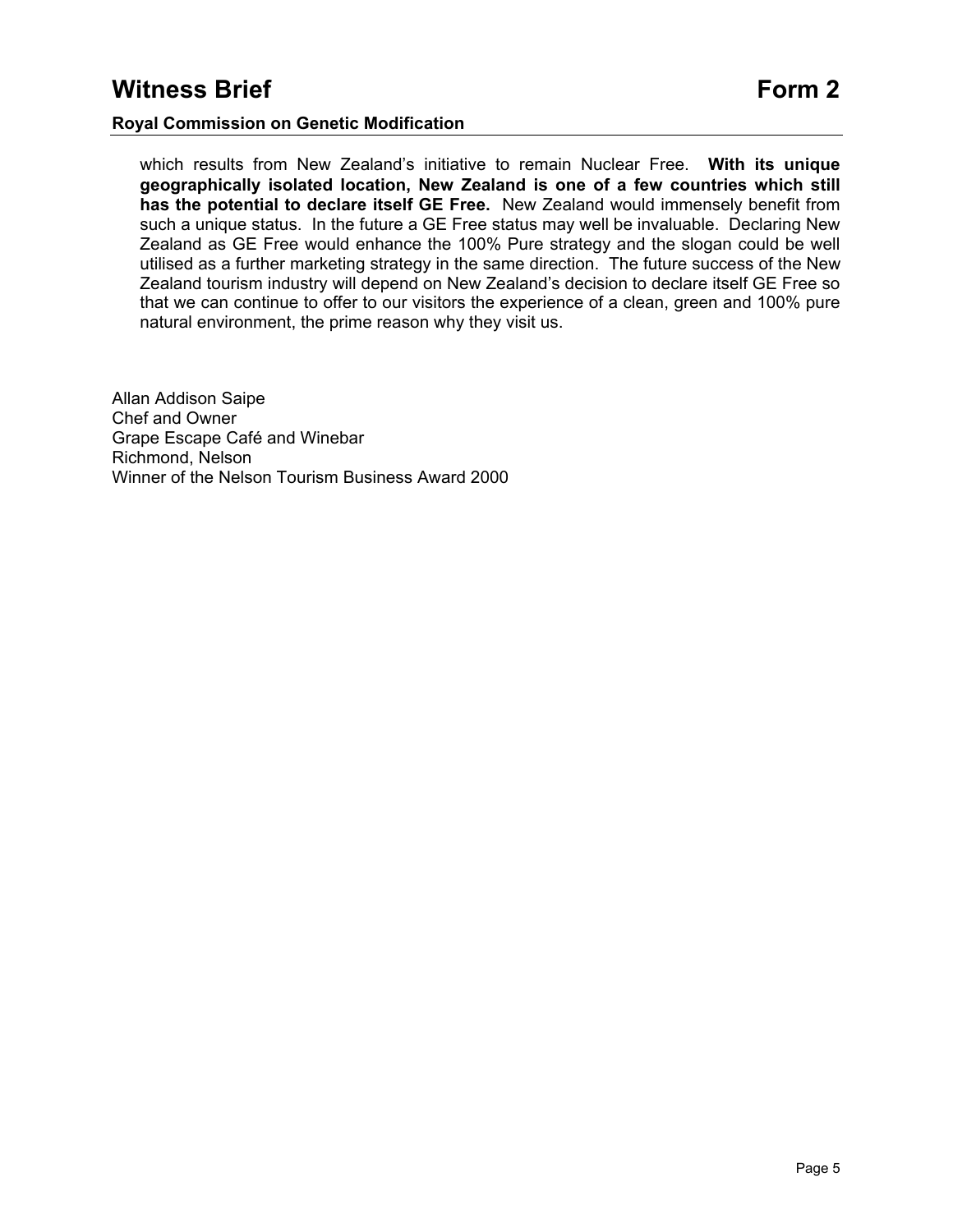which results from New Zealand's initiative to remain Nuclear Free. **With its unique geographically isolated location, New Zealand is one of a few countries which still has the potential to declare itself GE Free.** New Zealand would immensely benefit from such a unique status. In the future a GE Free status may well be invaluable. Declaring New Zealand as GE Free would enhance the 100% Pure strategy and the slogan could be well utilised as a further marketing strategy in the same direction. The future success of the New Zealand tourism industry will depend on New Zealand's decision to declare itself GE Free so that we can continue to offer to our visitors the experience of a clean, green and 100% pure natural environment, the prime reason why they visit us.

Allan Addison Saipe
Chef and Owner
Grape Escape Café and Winebar
Richmond, Nelson
Winner of the Nelson Tourism Business Award 2000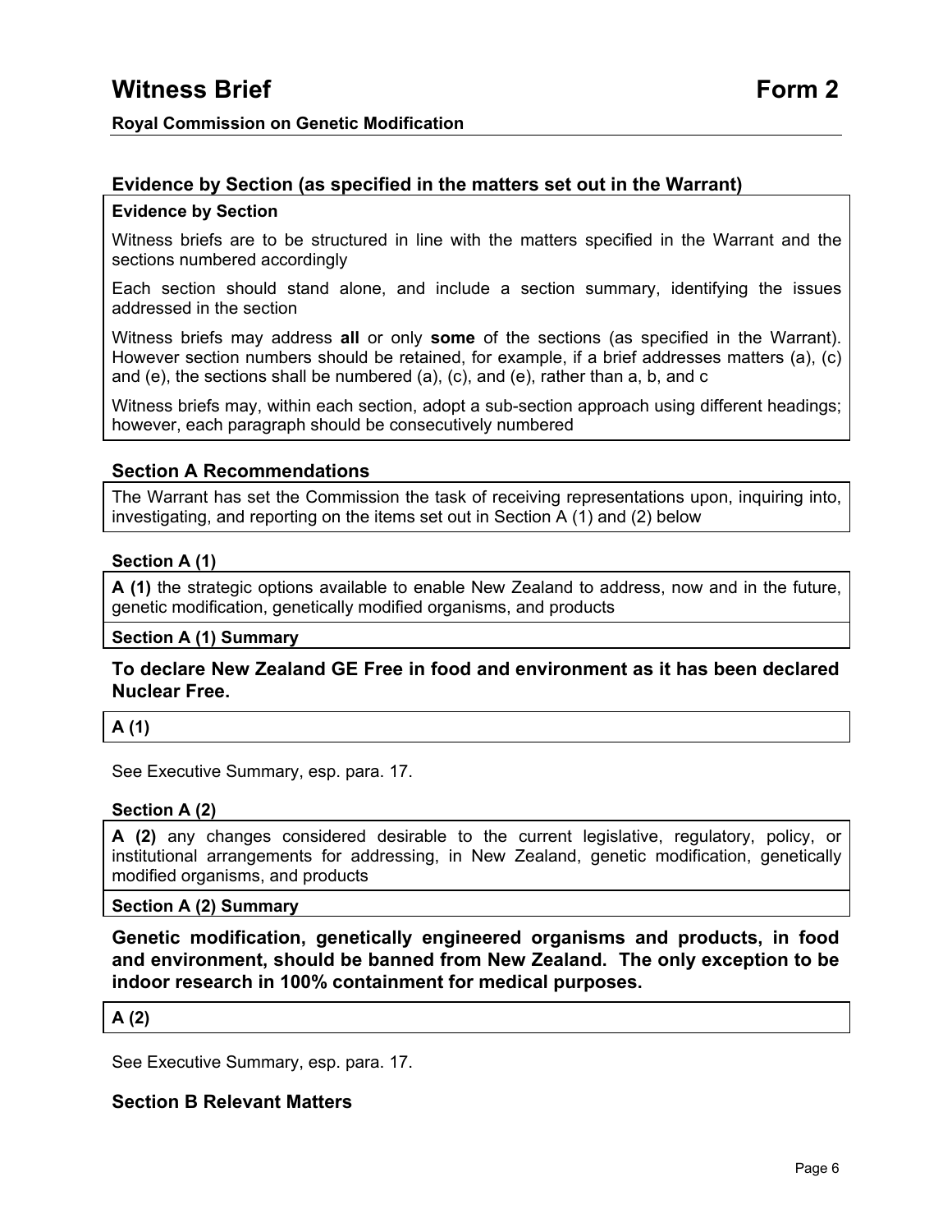# Witness Brief Form 2

**Royal Commission on Genetic Modification**

## Evidence by Section (as specified in the matters set out in the Warrant)

**Evidence by Section**

Witness briefs are to be structured in line with the matters specified in the Warrant and the sections numbered accordingly

Each section should stand alone, and include a section summary, identifying the issues addressed in the section

Witness briefs may address **all** or only **some** of the sections (as specified in the Warrant). However section numbers should be retained, for example, if a brief addresses matters (a), (c) and (e), the sections shall be numbered (a), (c), and (e), rather than a, b, and c

Witness briefs may, within each section, adopt a sub-section approach using different headings; however, each paragraph should be consecutively numbered

## Section A Recommendations

The Warrant has set the Commission the task of receiving representations upon, inquiring into, investigating, and reporting on the items set out in Section A (1) and (2) below

### Section A (1)

**A (1)** the strategic options available to enable New Zealand to address, now and in the future, genetic modification, genetically modified organisms, and products

**Section A (1) Summary**

**To declare New Zealand GE Free in food and environment as it has been declared Nuclear Free.**

**A (1)**

See Executive Summary, esp. para. 17.

### Section A (2)

**A (2)** any changes considered desirable to the current legislative, regulatory, policy, or institutional arrangements for addressing, in New Zealand, genetic modification, genetically modified organisms, and products

**Section A (2) Summary**

**Genetic modification, genetically engineered organisms and products, in food and environment, should be banned from New Zealand. The only exception to be indoor research in 100% containment for medical purposes.**

**A (2)**

See Executive Summary, esp. para. 17.

## Section B Relevant Matters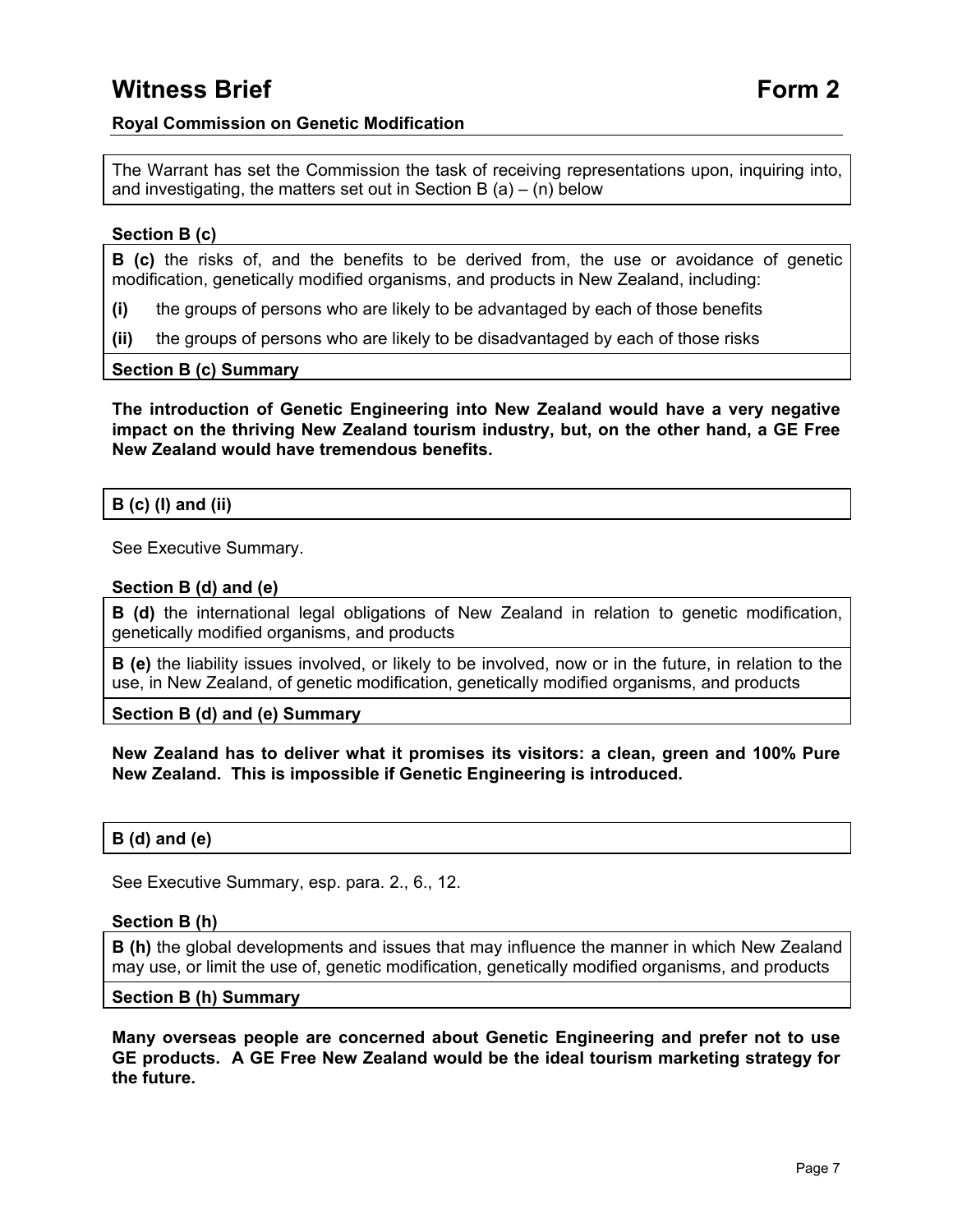# Witness Brief — Form 2

**Royal Commission on Genetic Modification**

The Warrant has set the Commission the task of receiving representations upon, inquiring into, and investigating, the matters set out in Section B (a) – (n) below

**Section B (c)**

**B (c)** the risks of, and the benefits to be derived from, the use or avoidance of genetic modification, genetically modified organisms, and products in New Zealand, including:

**(i)** the groups of persons who are likely to be advantaged by each of those benefits

**(ii)** the groups of persons who are likely to be disadvantaged by each of those risks

**Section B (c) Summary**

**The introduction of Genetic Engineering into New Zealand would have a very negative impact on the thriving New Zealand tourism industry, but, on the other hand, a GE Free New Zealand would have tremendous benefits.**

**B (c) (I) and (ii)**

See Executive Summary.

**Section B (d) and (e)**

**B (d)** the international legal obligations of New Zealand in relation to genetic modification, genetically modified organisms, and products

**B (e)** the liability issues involved, or likely to be involved, now or in the future, in relation to the use, in New Zealand, of genetic modification, genetically modified organisms, and products

**Section B (d) and (e) Summary**

**New Zealand has to deliver what it promises its visitors: a clean, green and 100% Pure New Zealand. This is impossible if Genetic Engineering is introduced.**

**B (d) and (e)**

See Executive Summary, esp. para. 2., 6., 12.

**Section B (h)**

**B (h)** the global developments and issues that may influence the manner in which New Zealand may use, or limit the use of, genetic modification, genetically modified organisms, and products

**Section B (h) Summary**

**Many overseas people are concerned about Genetic Engineering and prefer not to use GE products. A GE Free New Zealand would be the ideal tourism marketing strategy for the future.**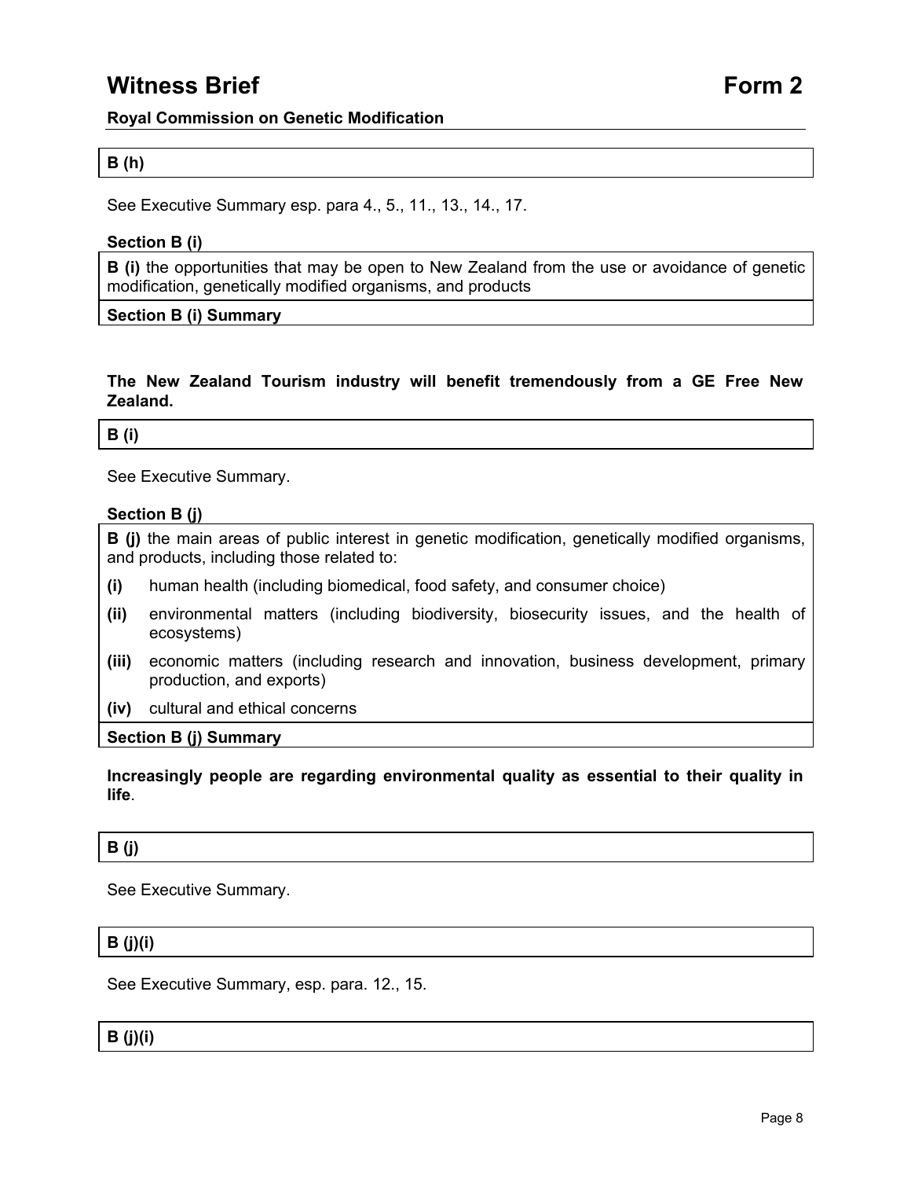# Witness Brief Form 2

**Royal Commission on Genetic Modification**

**B (h)**

See Executive Summary esp. para 4., 5., 11., 13., 14., 17.

**Section B (i)**

**B (i)** the opportunities that may be open to New Zealand from the use or avoidance of genetic modification, genetically modified organisms, and products

**Section B (i) Summary**

**The New Zealand Tourism industry will benefit tremendously from a GE Free New Zealand.**

**B (i)**

See Executive Summary.

**Section B (j)**

**B (j)** the main areas of public interest in genetic modification, genetically modified organisms, and products, including those related to:

- **(i)** human health (including biomedical, food safety, and consumer choice)
- **(ii)** environmental matters (including biodiversity, biosecurity issues, and the health of ecosystems)
- **(iii)** economic matters (including research and innovation, business development, primary production, and exports)
- **(iv)** cultural and ethical concerns

**Section B (j) Summary**

**Increasingly people are regarding environmental quality as essential to their quality in life**.

**B (j)**

See Executive Summary.

**B (j)(i)**

See Executive Summary, esp. para. 12., 15.

**B (j)(i)**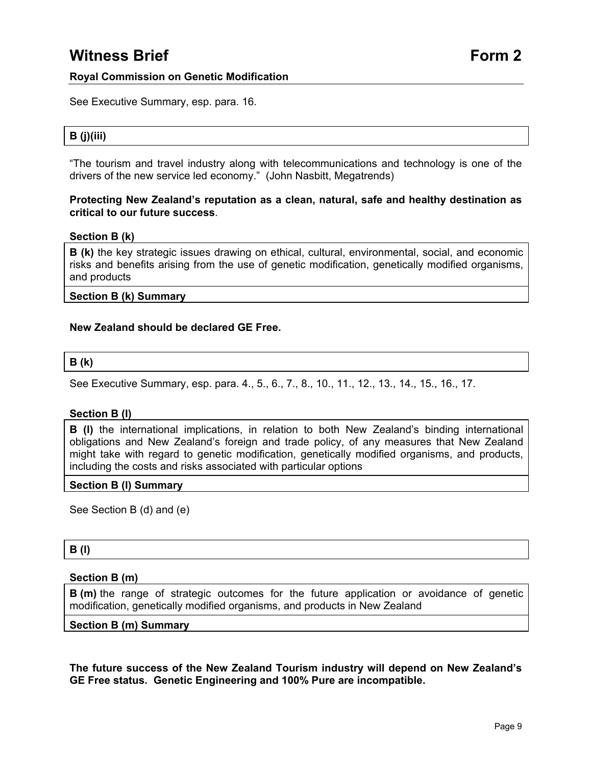See Executive Summary, esp. para. 16.

**B (j)(iii)**

"The tourism and travel industry along with telecommunications and technology is one of the drivers of the new service led economy." (John Nasbitt, Megatrends)

**Protecting New Zealand's reputation as a clean, natural, safe and healthy destination as critical to our future success**.

**Section B (k)**

**B (k)** the key strategic issues drawing on ethical, cultural, environmental, social, and economic risks and benefits arising from the use of genetic modification, genetically modified organisms, and products

**Section B (k) Summary**

**New Zealand should be declared GE Free.**

**B (k)**

See Executive Summary, esp. para. 4., 5., 6., 7., 8., 10., 11., 12., 13., 14., 15., 16., 17.

**Section B (l)**

**B (l)** the international implications, in relation to both New Zealand's binding international obligations and New Zealand's foreign and trade policy, of any measures that New Zealand might take with regard to genetic modification, genetically modified organisms, and products, including the costs and risks associated with particular options

**Section B (l) Summary**

See Section B (d) and (e)

**B (l)**

**Section B (m)**

**B (m)** the range of strategic outcomes for the future application or avoidance of genetic modification, genetically modified organisms, and products in New Zealand

**Section B (m) Summary**

**The future success of the New Zealand Tourism industry will depend on New Zealand's GE Free status. Genetic Engineering and 100% Pure are incompatible.**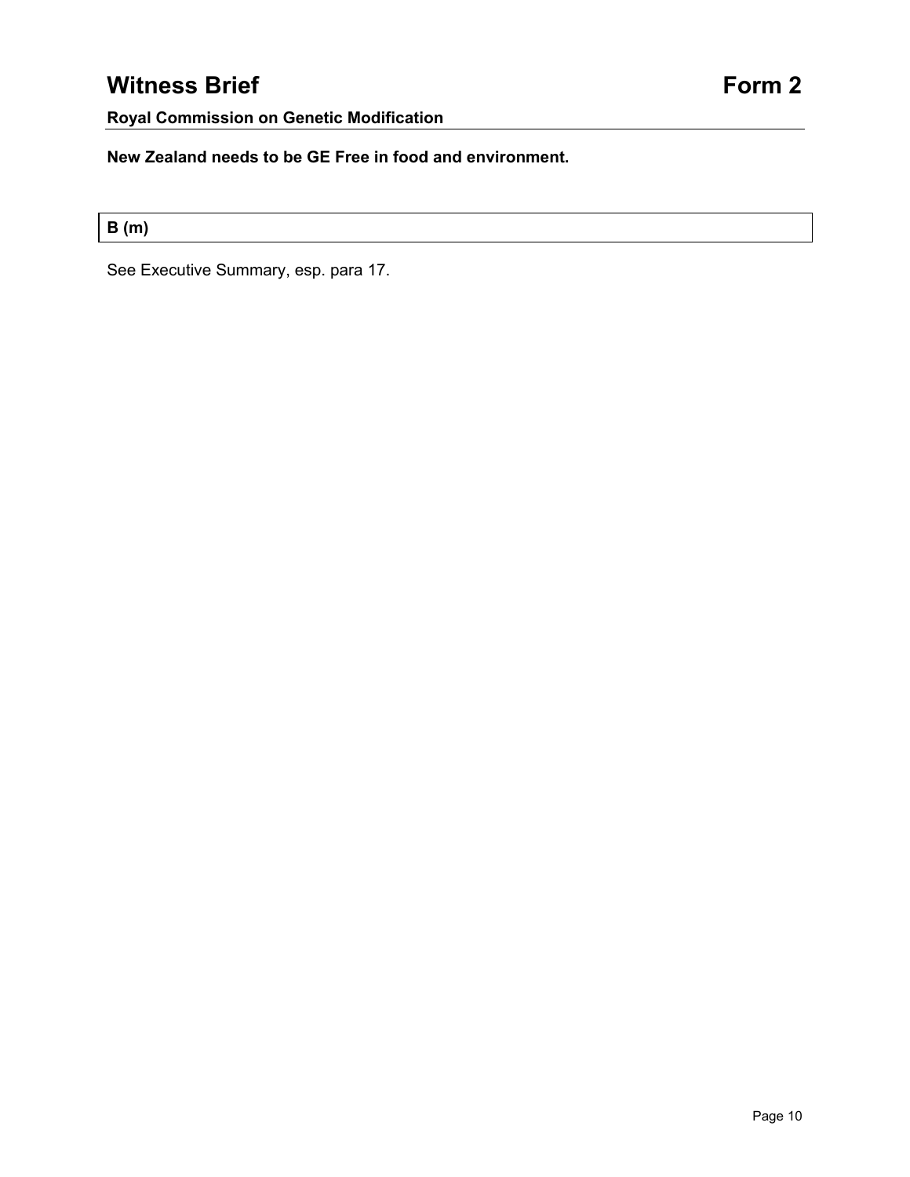New Zealand needs to be GE Free in food and environment.

**B (m)**

See Executive Summary, esp. para 17.